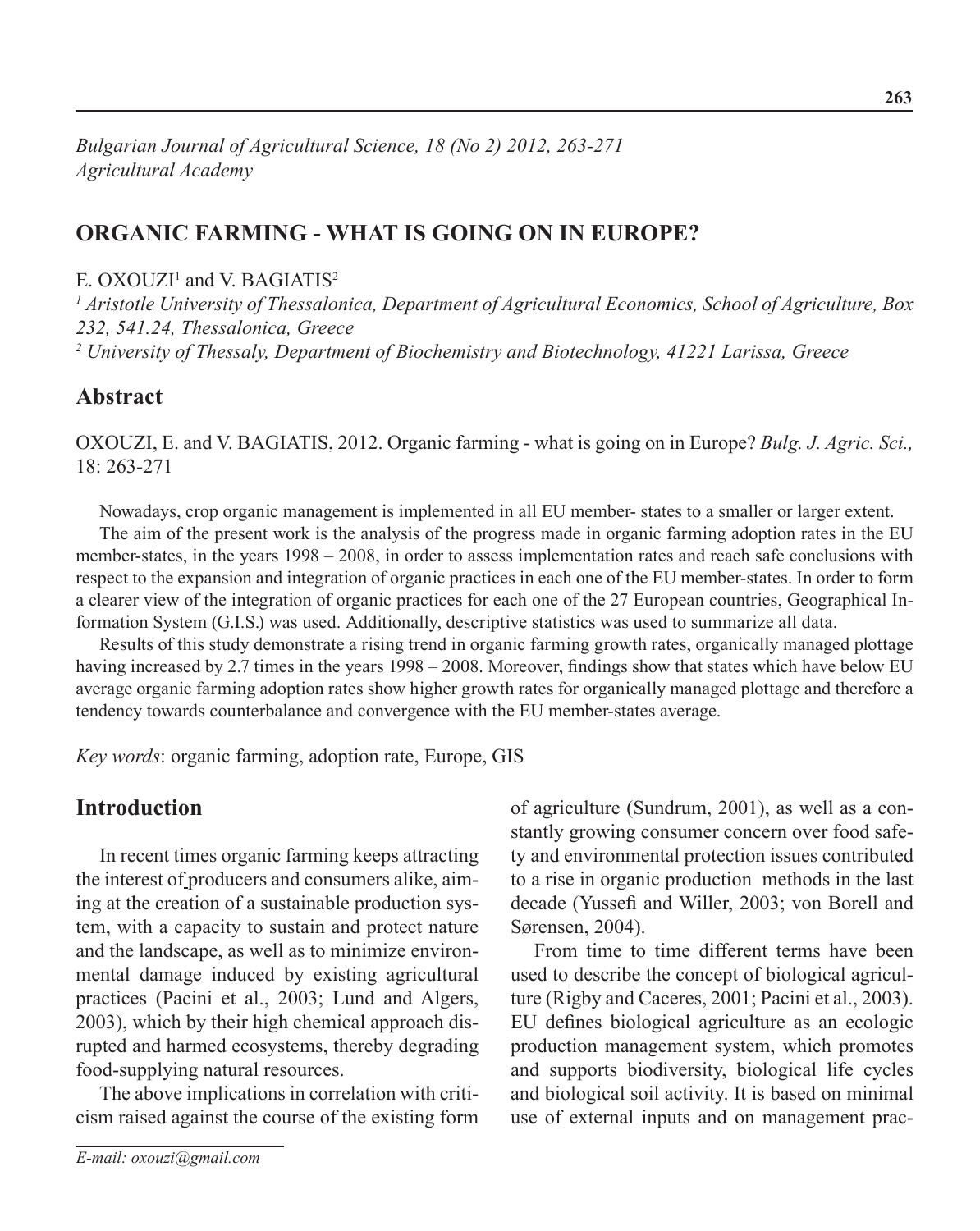*Bulgarian Journal of Agricultural Science, 18 (No 2) 2012, 263-271*
*Agricultural Academy*

# ORGANIC FARMING - WHAT IS GOING ON IN EUROPE?

E. OXOUZI[1] and V. BAGIATIS[2]

[1] *Aristotle University of Thessalonica, Department of Agricultural Economics, School of Agriculture, Box 232, 541.24, Thessalonica, Greece*

[2] *University of Thessaly, Department of Biochemistry and Biotechnology, 41221 Larissa, Greece*

## Abstract

OXOUZI, E. and V. BAGIATIS, 2012. Organic farming - what is going on in Europe? *Bulg. J. Agric. Sci.,* 18: 263-271

Nowadays, crop organic management is implemented in all EU member- states to a smaller or larger extent.

The aim of the present work is the analysis of the progress made in organic farming adoption rates in the EU member-states, in the years 1998 – 2008, in order to assess implementation rates and reach safe conclusions with respect to the expansion and integration of organic practices in each one of the EU member-states. In order to form a clearer view of the integration of organic practices for each one of the 27 European countries, Geographical Information System (G.I.S.) was used. Additionally, descriptive statistics was used to summarize all data.

Results of this study demonstrate a rising trend in organic farming growth rates, organically managed plottage having increased by 2.7 times in the years 1998 – 2008. Moreover, findings show that states which have below EU average organic farming adoption rates show higher growth rates for organically managed plottage and therefore a tendency towards counterbalance and convergence with the EU member-states average.

*Key words*: organic farming, adoption rate, Europe, GIS

## Introduction

In recent times organic farming keeps attracting the interest of producers and consumers alike, aiming at the creation of a sustainable production system, with a capacity to sustain and protect nature and the landscape, as well as to minimize environmental damage induced by existing agricultural practices (Pacini et al., 2003; Lund and Algers, 2003), which by their high chemical approach disrupted and harmed ecosystems, thereby degrading food-supplying natural resources.

The above implications in correlation with criticism raised against the course of the existing form of agriculture (Sundrum, 2001), as well as a constantly growing consumer concern over food safety and environmental protection issues contributed to a rise in organic production methods in the last decade (Yussefi and Willer, 2003; von Borell and Sørensen, 2004).

From time to time different terms have been used to describe the concept of biological agriculture (Rigby and Caceres, 2001; Pacini et al., 2003). EU defines biological agriculture as an ecologic production management system, which promotes and supports biodiversity, biological life cycles and biological soil activity. It is based on minimal use of external inputs and on management prac-

*E-mail: oxouzi@gmail.com*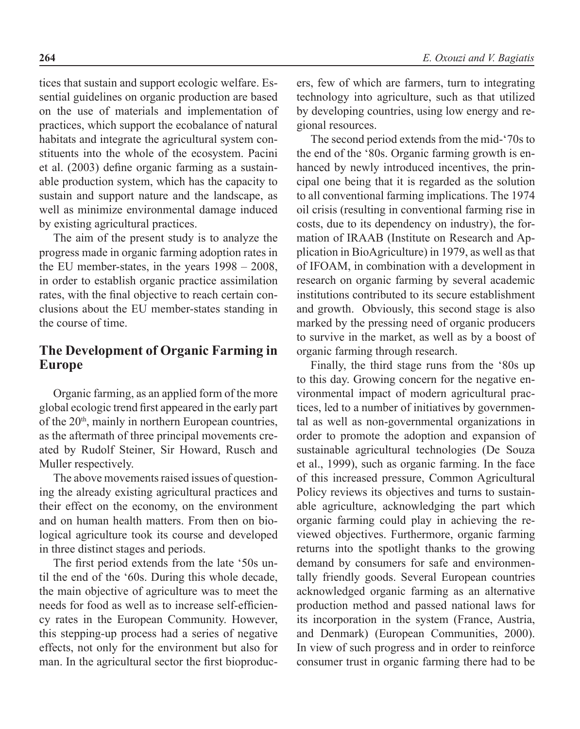tices that sustain and support ecologic welfare. Essential guidelines on organic production are based on the use of materials and implementation of practices, which support the ecobalance of natural habitats and integrate the agricultural system constituents into the whole of the ecosystem. Pacini et al. (2003) define organic farming as a sustainable production system, which has the capacity to sustain and support nature and the landscape, as well as minimize environmental damage induced by existing agricultural practices.

The aim of the present study is to analyze the progress made in organic farming adoption rates in the EU member-states, in the years 1998 – 2008, in order to establish organic practice assimilation rates, with the final objective to reach certain conclusions about the EU member-states standing in the course of time.

## The Development of Organic Farming in Europe

Organic farming, as an applied form of the more global ecologic trend first appeared in the early part of the 20th, mainly in northern European countries, as the aftermath of three principal movements created by Rudolf Steiner, Sir Howard, Rusch and Muller respectively.

The above movements raised issues of questioning the already existing agricultural practices and their effect on the economy, on the environment and on human health matters. From then on biological agriculture took its course and developed in three distinct stages and periods.

The first period extends from the late '50s until the end of the '60s. During this whole decade, the main objective of agriculture was to meet the needs for food as well as to increase self-efficiency rates in the European Community. However, this stepping-up process had a series of negative effects, not only for the environment but also for man. In the agricultural sector the first bioproducers, few of which are farmers, turn to integrating technology into agriculture, such as that utilized by developing countries, using low energy and regional resources.

The second period extends from the mid-'70s to the end of the '80s. Organic farming growth is enhanced by newly introduced incentives, the principal one being that it is regarded as the solution to all conventional farming implications. The 1974 oil crisis (resulting in conventional farming rise in costs, due to its dependency on industry), the formation of IRAAB (Institute on Research and Application in BioAgriculture) in 1979, as well as that of IFOAM, in combination with a development in research on organic farming by several academic institutions contributed to its secure establishment and growth. Obviously, this second stage is also marked by the pressing need of organic producers to survive in the market, as well as by a boost of organic farming through research.

Finally, the third stage runs from the '80s up to this day. Growing concern for the negative environmental impact of modern agricultural practices, led to a number of initiatives by governmental as well as non-governmental organizations in order to promote the adoption and expansion of sustainable agricultural technologies (De Souza et al., 1999), such as organic farming. In the face of this increased pressure, Common Agricultural Policy reviews its objectives and turns to sustainable agriculture, acknowledging the part which organic farming could play in achieving the reviewed objectives. Furthermore, organic farming returns into the spotlight thanks to the growing demand by consumers for safe and environmentally friendly goods. Several European countries acknowledged organic farming as an alternative production method and passed national laws for its incorporation in the system (France, Austria, and Denmark) (European Communities, 2000). In view of such progress and in order to reinforce consumer trust in organic farming there had to be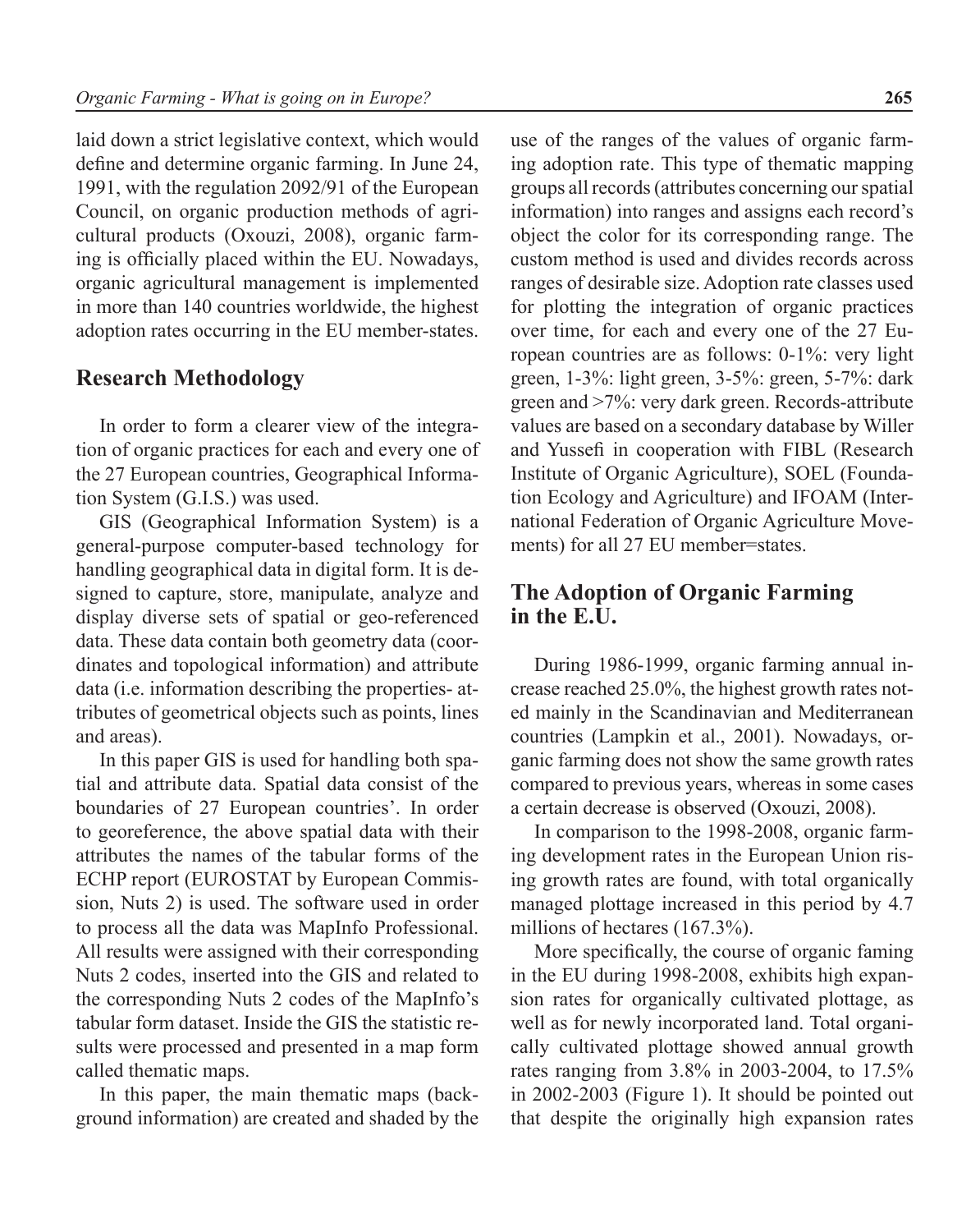laid down a strict legislative context, which would define and determine organic farming. In June 24, 1991, with the regulation 2092/91 of the European Council, on organic production methods of agricultural products (Oxouzi, 2008), organic farming is officially placed within the EU. Nowadays, organic agricultural management is implemented in more than 140 countries worldwide, the highest adoption rates occurring in the EU member-states.

## Research Methodology

In order to form a clearer view of the integration of organic practices for each and every one of the 27 European countries, Geographical Information System (G.I.S.) was used.

GIS (Geographical Information System) is a general-purpose computer-based technology for handling geographical data in digital form. It is designed to capture, store, manipulate, analyze and display diverse sets of spatial or geo-referenced data. These data contain both geometry data (coordinates and topological information) and attribute data (i.e. information describing the properties- attributes of geometrical objects such as points, lines and areas).

In this paper GIS is used for handling both spatial and attribute data. Spatial data consist of the boundaries of 27 European countries'. In order to georeference, the above spatial data with their attributes the names of the tabular forms of the ECHP report (EUROSTAT by European Commission, Nuts 2) is used. The software used in order to process all the data was MapInfo Professional. All results were assigned with their corresponding Nuts 2 codes, inserted into the GIS and related to the corresponding Nuts 2 codes of the MapInfo's tabular form dataset. Inside the GIS the statistic results were processed and presented in a map form called thematic maps.

In this paper, the main thematic maps (background information) are created and shaded by the use of the ranges of the values of organic farming adoption rate. This type of thematic mapping groups all records (attributes concerning our spatial information) into ranges and assigns each record's object the color for its corresponding range. The custom method is used and divides records across ranges of desirable size. Adoption rate classes used for plotting the integration of organic practices over time, for each and every one of the 27 European countries are as follows: 0-1%: very light green, 1-3%: light green, 3-5%: green, 5-7%: dark green and >7%: very dark green. Records-attribute values are based on a secondary database by Willer and Yussefi in cooperation with FIBL (Research Institute of Organic Agriculture), SOEL (Foundation Ecology and Agriculture) and IFOAM (International Federation of Organic Agriculture Movements) for all 27 EU member=states.

## The Adoption of Organic Farming in the E.U.

During 1986-1999, organic farming annual increase reached 25.0%, the highest growth rates noted mainly in the Scandinavian and Mediterranean countries (Lampkin et al., 2001). Nowadays, organic farming does not show the same growth rates compared to previous years, whereas in some cases a certain decrease is observed (Oxouzi, 2008).

In comparison to the 1998-2008, organic farming development rates in the European Union rising growth rates are found, with total organically managed plottage increased in this period by 4.7 millions of hectares (167.3%).

More specifically, the course of organic faming in the EU during 1998-2008, exhibits high expansion rates for organically cultivated plottage, as well as for newly incorporated land. Total organically cultivated plottage showed annual growth rates ranging from 3.8% in 2003-2004, to 17.5% in 2002-2003 (Figure 1). It should be pointed out that despite the originally high expansion rates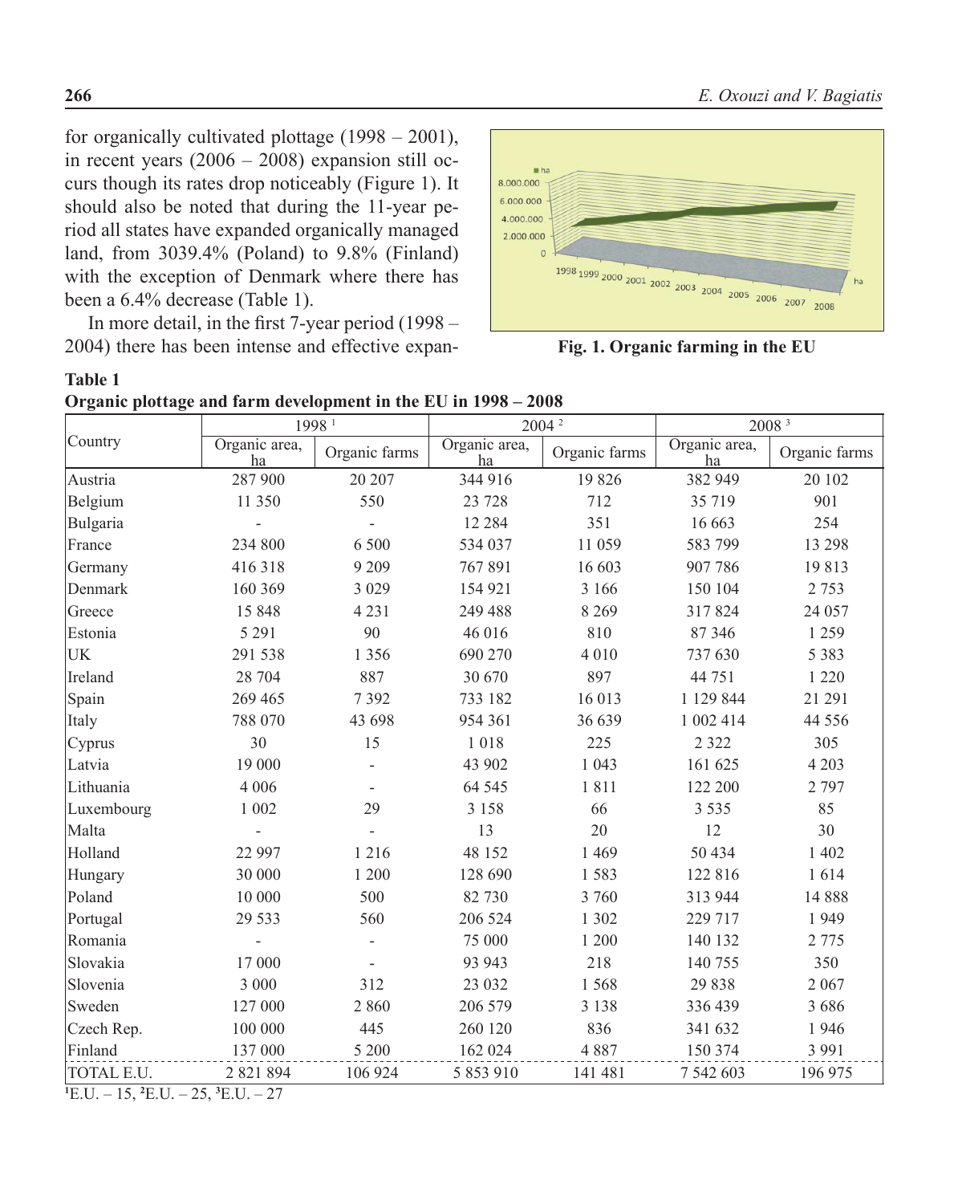for organically cultivated plottage (1998 – 2001), in recent years (2006 – 2008) expansion still occurs though its rates drop noticeably (Figure 1). It should also be noted that during the 11-year period all states have expanded organically managed land, from 3039.4% (Poland) to 9.8% (Finland) with the exception of Denmark where there has been a 6.4% decrease (Table 1).

In more detail, in the first 7-year period (1998 – 2004) there has been intense and effective expan-

**Fig. 1. Organic farming in the EU**

**Table 1**
**Organic plottage and farm development in the EU in 1998 – 2008**

| Country | 1998 [1] | | 2004 [2] | | 2008 [3] | |
|---|---|---|---|---|---|---|
| | Organic area, ha | Organic farms | Organic area, ha | Organic farms | Organic area, ha | Organic farms |
| Austria | 287 900 | 20 207 | 344 916 | 19 826 | 382 949 | 20 102 |
| Belgium | 11 350 | 550 | 23 728 | 712 | 35 719 | 901 |
| Bulgaria | - | - | 12 284 | 351 | 16 663 | 254 |
| France | 234 800 | 6 500 | 534 037 | 11 059 | 583 799 | 13 298 |
| Germany | 416 318 | 9 209 | 767 891 | 16 603 | 907 786 | 19 813 |
| Denmark | 160 369 | 3 029 | 154 921 | 3 166 | 150 104 | 2 753 |
| Greece | 15 848 | 4 231 | 249 488 | 8 269 | 317 824 | 24 057 |
| Estonia | 5 291 | 90 | 46 016 | 810 | 87 346 | 1 259 |
| UK | 291 538 | 1 356 | 690 270 | 4 010 | 737 630 | 5 383 |
| Ireland | 28 704 | 887 | 30 670 | 897 | 44 751 | 1 220 |
| Spain | 269 465 | 7 392 | 733 182 | 16 013 | 1 129 844 | 21 291 |
| Italy | 788 070 | 43 698 | 954 361 | 36 639 | 1 002 414 | 44 556 |
| Cyprus | 30 | 15 | 1 018 | 225 | 2 322 | 305 |
| Latvia | 19 000 | - | 43 902 | 1 043 | 161 625 | 4 203 |
| Lithuania | 4 006 | - | 64 545 | 1 811 | 122 200 | 2 797 |
| Luxembourg | 1 002 | 29 | 3 158 | 66 | 3 535 | 85 |
| Malta | - | - | 13 | 20 | 12 | 30 |
| Holland | 22 997 | 1 216 | 48 152 | 1 469 | 50 434 | 1 402 |
| Hungary | 30 000 | 1 200 | 128 690 | 1 583 | 122 816 | 1 614 |
| Poland | 10 000 | 500 | 82 730 | 3 760 | 313 944 | 14 888 |
| Portugal | 29 533 | 560 | 206 524 | 1 302 | 229 717 | 1 949 |
| Romania | - | - | 75 000 | 1 200 | 140 132 | 2 775 |
| Slovakia | 17 000 | - | 93 943 | 218 | 140 755 | 350 |
| Slovenia | 3 000 | 312 | 23 032 | 1 568 | 29 838 | 2 067 |
| Sweden | 127 000 | 2 860 | 206 579 | 3 138 | 336 439 | 3 686 |
| Czech Rep. | 100 000 | 445 | 260 120 | 836 | 341 632 | 1 946 |
| Finland | 137 000 | 5 200 | 162 024 | 4 887 | 150 374 | 3 991 |
| TOTAL E.U. | 2 821 894 | 106 924 | 5 853 910 | 141 481 | 7 542 603 | 196 975 |

[1]E.U. – 15, [2]E.U. – 25, [3]E.U. – 27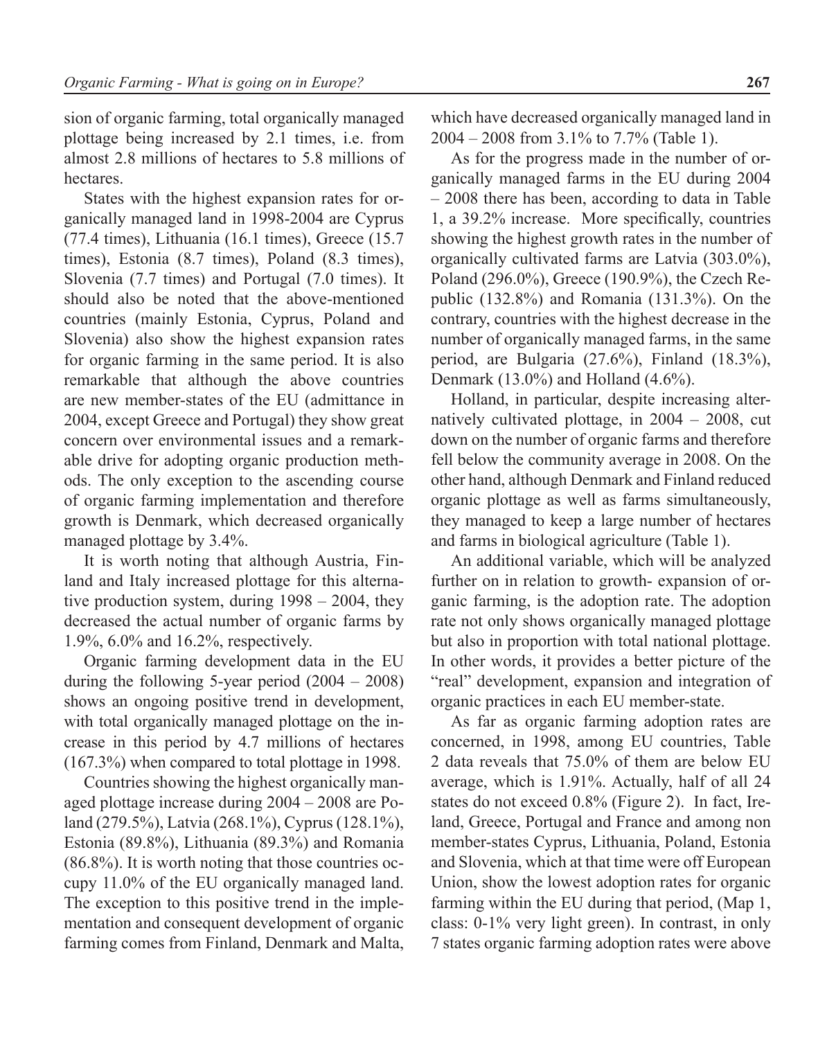sion of organic farming, total organically managed plottage being increased by 2.1 times, i.e. from almost 2.8 millions of hectares to 5.8 millions of hectares.

States with the highest expansion rates for organically managed land in 1998-2004 are Cyprus (77.4 times), Lithuania (16.1 times), Greece (15.7 times), Estonia (8.7 times), Poland (8.3 times), Slovenia (7.7 times) and Portugal (7.0 times). It should also be noted that the above-mentioned countries (mainly Estonia, Cyprus, Poland and Slovenia) also show the highest expansion rates for organic farming in the same period. It is also remarkable that although the above countries are new member-states of the EU (admittance in 2004, except Greece and Portugal) they show great concern over environmental issues and a remarkable drive for adopting organic production methods. The only exception to the ascending course of organic farming implementation and therefore growth is Denmark, which decreased organically managed plottage by 3.4%.

It is worth noting that although Austria, Finland and Italy increased plottage for this alternative production system, during 1998 – 2004, they decreased the actual number of organic farms by 1.9%, 6.0% and 16.2%, respectively.

Organic farming development data in the EU during the following 5-year period (2004 – 2008) shows an ongoing positive trend in development, with total organically managed plottage on the increase in this period by 4.7 millions of hectares (167.3%) when compared to total plottage in 1998.

Countries showing the highest organically managed plottage increase during 2004 – 2008 are Poland (279.5%), Latvia (268.1%), Cyprus (128.1%), Estonia (89.8%), Lithuania (89.3%) and Romania (86.8%). It is worth noting that those countries occupy 11.0% of the EU organically managed land. The exception to this positive trend in the implementation and consequent development of organic farming comes from Finland, Denmark and Malta, which have decreased organically managed land in 2004 – 2008 from 3.1% to 7.7% (Table 1).

As for the progress made in the number of organically managed farms in the EU during 2004 – 2008 there has been, according to data in Table 1, a 39.2% increase. More specifically, countries showing the highest growth rates in the number of organically cultivated farms are Latvia (303.0%), Poland (296.0%), Greece (190.9%), the Czech Republic (132.8%) and Romania (131.3%). On the contrary, countries with the highest decrease in the number of organically managed farms, in the same period, are Bulgaria (27.6%), Finland (18.3%), Denmark (13.0%) and Holland (4.6%).

Holland, in particular, despite increasing alternatively cultivated plottage, in 2004 – 2008, cut down on the number of organic farms and therefore fell below the community average in 2008. On the other hand, although Denmark and Finland reduced organic plottage as well as farms simultaneously, they managed to keep a large number of hectares and farms in biological agriculture (Table 1).

An additional variable, which will be analyzed further on in relation to growth- expansion of organic farming, is the adoption rate. The adoption rate not only shows organically managed plottage but also in proportion with total national plottage. In other words, it provides a better picture of the "real" development, expansion and integration of organic practices in each EU member-state.

As far as organic farming adoption rates are concerned, in 1998, among EU countries, Table 2 data reveals that 75.0% of them are below EU average, which is 1.91%. Actually, half of all 24 states do not exceed 0.8% (Figure 2). In fact, Ireland, Greece, Portugal and France and among non member-states Cyprus, Lithuania, Poland, Estonia and Slovenia, which at that time were off European Union, show the lowest adoption rates for organic farming within the EU during that period, (Map 1, class: 0-1% very light green). In contrast, in only 7 states organic farming adoption rates were above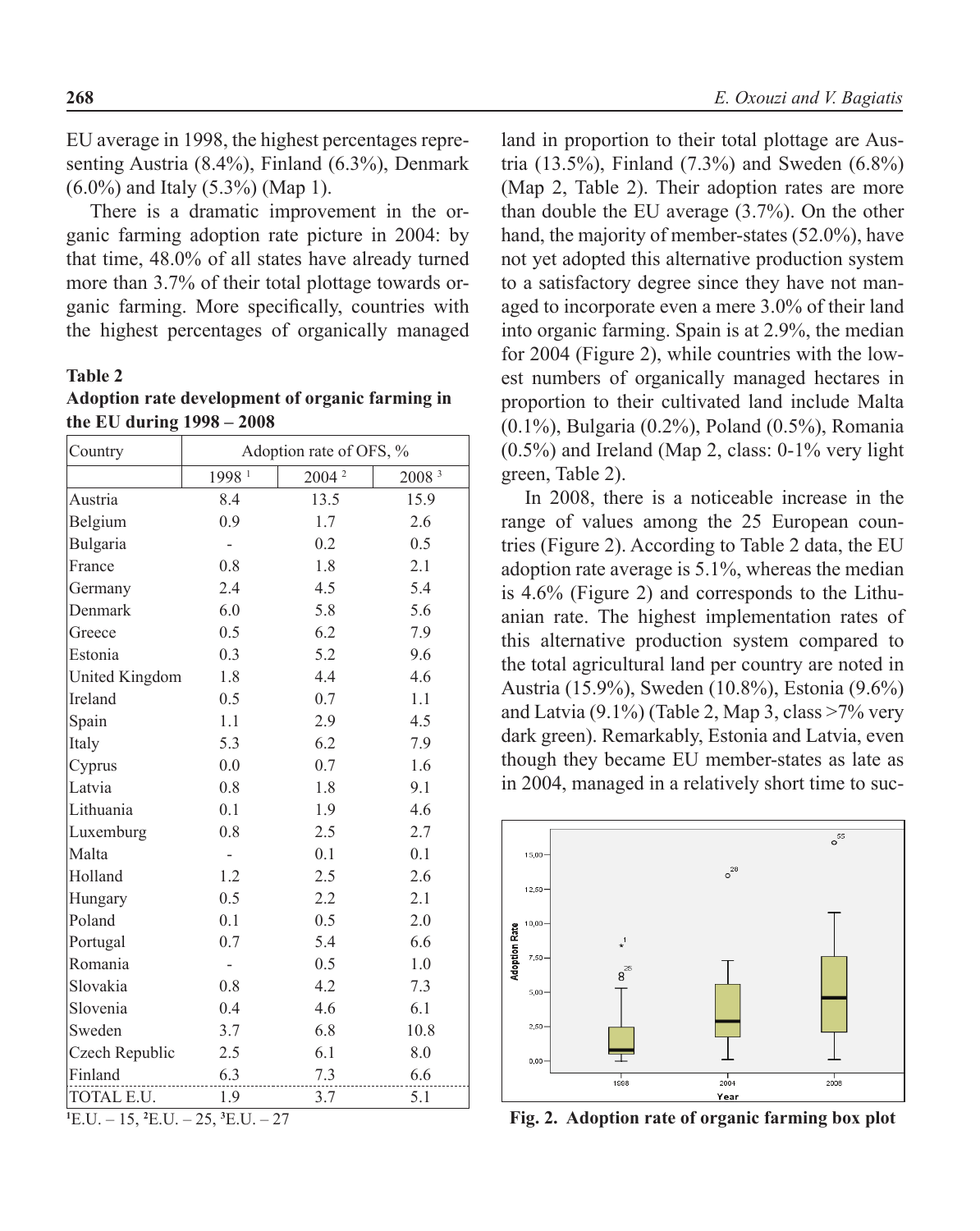EU average in 1998, the highest percentages representing Austria (8.4%), Finland (6.3%), Denmark (6.0%) and Italy (5.3%) (Map 1).

There is a dramatic improvement in the organic farming adoption rate picture in 2004: by that time, 48.0% of all states have already turned more than 3.7% of their total plottage towards organic farming. More specifically, countries with the highest percentages of organically managed land in proportion to their total plottage are Austria (13.5%), Finland (7.3%) and Sweden (6.8%) (Map 2, Table 2). Their adoption rates are more than double the EU average (3.7%). On the other hand, the majority of member-states (52.0%), have not yet adopted this alternative production system to a satisfactory degree since they have not managed to incorporate even a mere 3.0% of their land into organic farming. Spain is at 2.9%, the median for 2004 (Figure 2), while countries with the lowest numbers of organically managed hectares in proportion to their cultivated land include Malta (0.1%), Bulgaria (0.2%), Poland (0.5%), Romania (0.5%) and Ireland (Map 2, class: 0-1% very light green, Table 2).

**Table 2**
**Adoption rate development of organic farming in the EU during 1998 – 2008**

| Country | Adoption rate of OFS, % | | |
|---|---|---|---|
| | 1998 [1] | 2004 [2] | 2008 [3] |
| Austria | 8.4 | 13.5 | 15.9 |
| Belgium | 0.9 | 1.7 | 2.6 |
| Bulgaria | - | 0.2 | 0.5 |
| France | 0.8 | 1.8 | 2.1 |
| Germany | 2.4 | 4.5 | 5.4 |
| Denmark | 6.0 | 5.8 | 5.6 |
| Greece | 0.5 | 6.2 | 7.9 |
| Estonia | 0.3 | 5.2 | 9.6 |
| United Kingdom | 1.8 | 4.4 | 4.6 |
| Ireland | 0.5 | 0.7 | 1.1 |
| Spain | 1.1 | 2.9 | 4.5 |
| Italy | 5.3 | 6.2 | 7.9 |
| Cyprus | 0.0 | 0.7 | 1.6 |
| Latvia | 0.8 | 1.8 | 9.1 |
| Lithuania | 0.1 | 1.9 | 4.6 |
| Luxemburg | 0.8 | 2.5 | 2.7 |
| Malta | - | 0.1 | 0.1 |
| Holland | 1.2 | 2.5 | 2.6 |
| Hungary | 0.5 | 2.2 | 2.1 |
| Poland | 0.1 | 0.5 | 2.0 |
| Portugal | 0.7 | 5.4 | 6.6 |
| Romania | - | 0.5 | 1.0 |
| Slovakia | 0.8 | 4.2 | 7.3 |
| Slovenia | 0.4 | 4.6 | 6.1 |
| Sweden | 3.7 | 6.8 | 10.8 |
| Czech Republic | 2.5 | 6.1 | 8.0 |
| Finland | 6.3 | 7.3 | 6.6 |
| TOTAL E.U. | 1.9 | 3.7 | 5.1 |

[1] E.U. – 15, [2] E.U. – 25, [3] E.U. – 27

In 2008, there is a noticeable increase in the range of values among the 25 European countries (Figure 2). According to Table 2 data, the EU adoption rate average is 5.1%, whereas the median is 4.6% (Figure 2) and corresponds to the Lithuanian rate. The highest implementation rates of this alternative production system compared to the total agricultural land per country are noted in Austria (15.9%), Sweden (10.8%), Estonia (9.6%) and Latvia (9.1%) (Table 2, Map 3, class >7% very dark green). Remarkably, Estonia and Latvia, even though they became EU member-states as late as in 2004, managed in a relatively short time to suc-

**Fig. 2. Adoption rate of organic farming box plot**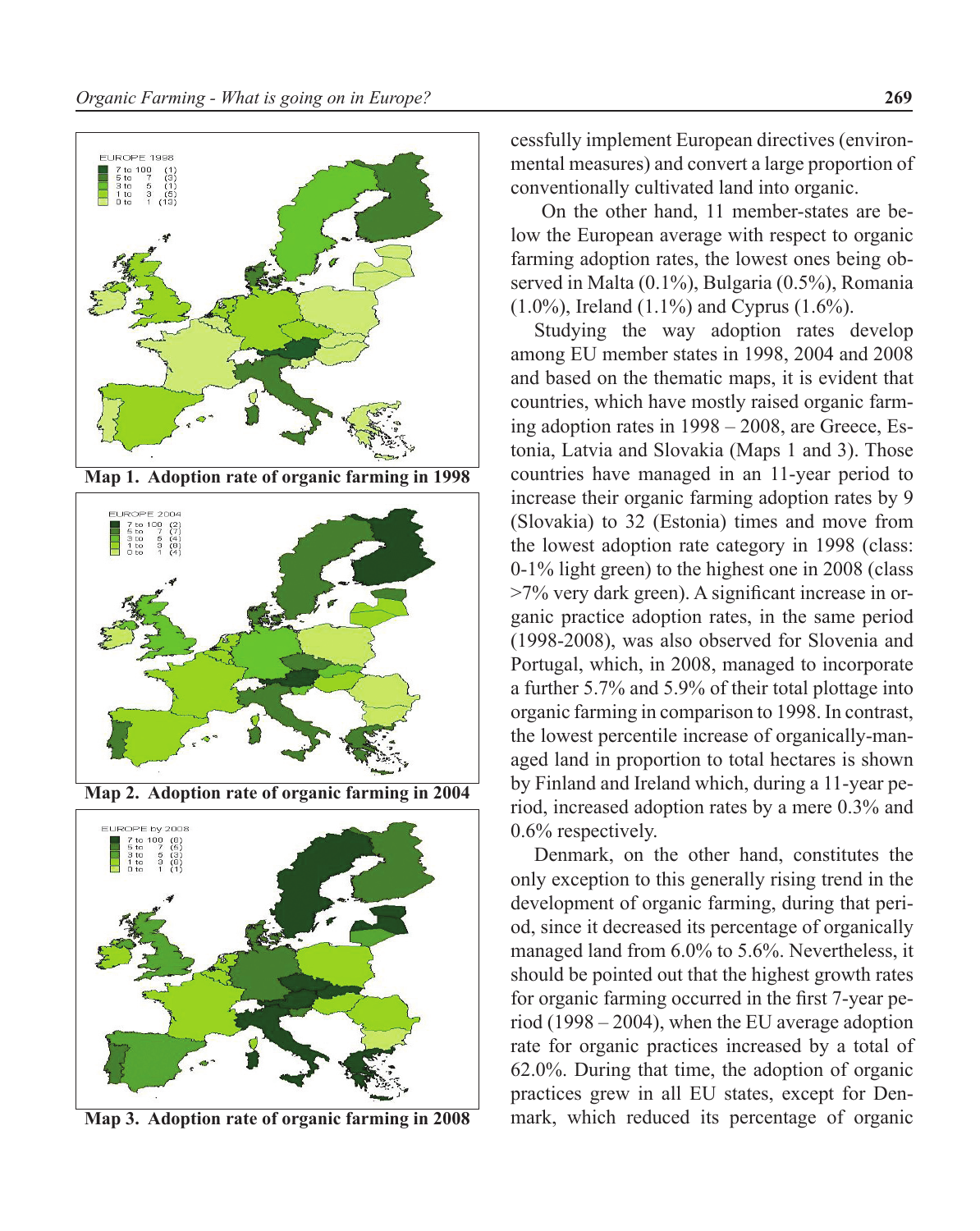Map 1. Adoption rate of organic farming in 1998

Map 2. Adoption rate of organic farming in 2004

Map 3. Adoption rate of organic farming in 2008

cessfully implement European directives (environmental measures) and convert a large proportion of conventionally cultivated land into organic.

On the other hand, 11 member-states are below the European average with respect to organic farming adoption rates, the lowest ones being observed in Malta (0.1%), Bulgaria (0.5%), Romania (1.0%), Ireland (1.1%) and Cyprus (1.6%).

Studying the way adoption rates develop among EU member states in 1998, 2004 and 2008 and based on the thematic maps, it is evident that countries, which have mostly raised organic farming adoption rates in 1998 – 2008, are Greece, Estonia, Latvia and Slovakia (Maps 1 and 3). Those countries have managed in an 11-year period to increase their organic farming adoption rates by 9 (Slovakia) to 32 (Estonia) times and move from the lowest adoption rate category in 1998 (class: 0-1% light green) to the highest one in 2008 (class >7% very dark green). A significant increase in organic practice adoption rates, in the same period (1998-2008), was also observed for Slovenia and Portugal, which, in 2008, managed to incorporate a further 5.7% and 5.9% of their total plottage into organic farming in comparison to 1998. In contrast, the lowest percentile increase of organically-managed land in proportion to total hectares is shown by Finland and Ireland which, during a 11-year period, increased adoption rates by a mere 0.3% and 0.6% respectively.

Denmark, on the other hand, constitutes the only exception to this generally rising trend in the development of organic farming, during that period, since it decreased its percentage of organically managed land from 6.0% to 5.6%. Nevertheless, it should be pointed out that the highest growth rates for organic farming occurred in the first 7-year period (1998 – 2004), when the EU average adoption rate for organic practices increased by a total of 62.0%. During that time, the adoption of organic practices grew in all EU states, except for Denmark, which reduced its percentage of organic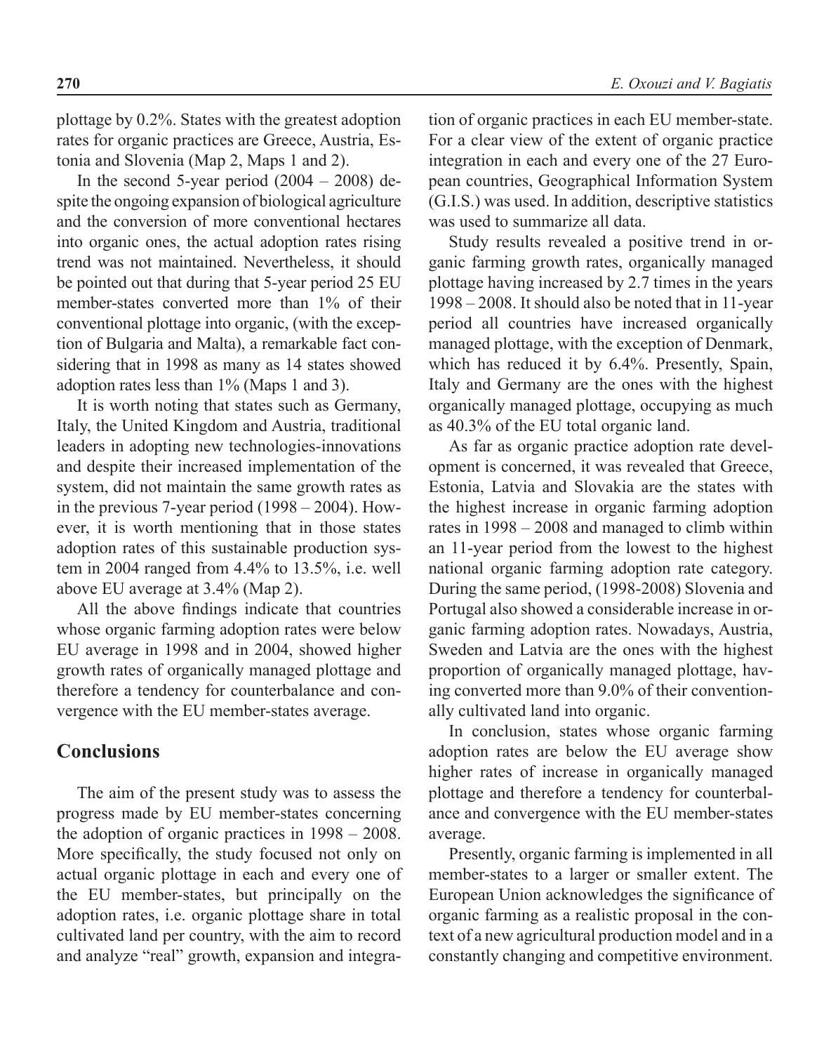plottage by 0.2%. States with the greatest adoption rates for organic practices are Greece, Austria, Estonia and Slovenia (Map 2, Maps 1 and 2).

In the second 5-year period (2004 – 2008) despite the ongoing expansion of biological agriculture and the conversion of more conventional hectares into organic ones, the actual adoption rates rising trend was not maintained. Nevertheless, it should be pointed out that during that 5-year period 25 EU member-states converted more than 1% of their conventional plottage into organic, (with the exception of Bulgaria and Malta), a remarkable fact considering that in 1998 as many as 14 states showed adoption rates less than 1% (Maps 1 and 3).

It is worth noting that states such as Germany, Italy, the United Kingdom and Austria, traditional leaders in adopting new technologies-innovations and despite their increased implementation of the system, did not maintain the same growth rates as in the previous 7-year period (1998 – 2004). However, it is worth mentioning that in those states adoption rates of this sustainable production system in 2004 ranged from 4.4% to 13.5%, i.e. well above EU average at 3.4% (Map 2).

All the above findings indicate that countries whose organic farming adoption rates were below EU average in 1998 and in 2004, showed higher growth rates of organically managed plottage and therefore a tendency for counterbalance and convergence with the EU member-states average.

## Conclusions

The aim of the present study was to assess the progress made by EU member-states concerning the adoption of organic practices in 1998 – 2008. More specifically, the study focused not only on actual organic plottage in each and every one of the EU member-states, but principally on the adoption rates, i.e. organic plottage share in total cultivated land per country, with the aim to record and analyze "real" growth, expansion and integration of organic practices in each EU member-state. For a clear view of the extent of organic practice integration in each and every one of the 27 European countries, Geographical Information System (G.I.S.) was used. In addition, descriptive statistics was used to summarize all data.

Study results revealed a positive trend in organic farming growth rates, organically managed plottage having increased by 2.7 times in the years 1998 – 2008. It should also be noted that in 11-year period all countries have increased organically managed plottage, with the exception of Denmark, which has reduced it by 6.4%. Presently, Spain, Italy and Germany are the ones with the highest organically managed plottage, occupying as much as 40.3% of the EU total organic land.

As far as organic practice adoption rate development is concerned, it was revealed that Greece, Estonia, Latvia and Slovakia are the states with the highest increase in organic farming adoption rates in 1998 – 2008 and managed to climb within an 11-year period from the lowest to the highest national organic farming adoption rate category. During the same period, (1998-2008) Slovenia and Portugal also showed a considerable increase in organic farming adoption rates. Nowadays, Austria, Sweden and Latvia are the ones with the highest proportion of organically managed plottage, having converted more than 9.0% of their conventionally cultivated land into organic.

In conclusion, states whose organic farming adoption rates are below the EU average show higher rates of increase in organically managed plottage and therefore a tendency for counterbalance and convergence with the EU member-states average.

Presently, organic farming is implemented in all member-states to a larger or smaller extent. The European Union acknowledges the significance of organic farming as a realistic proposal in the context of a new agricultural production model and in a constantly changing and competitive environment.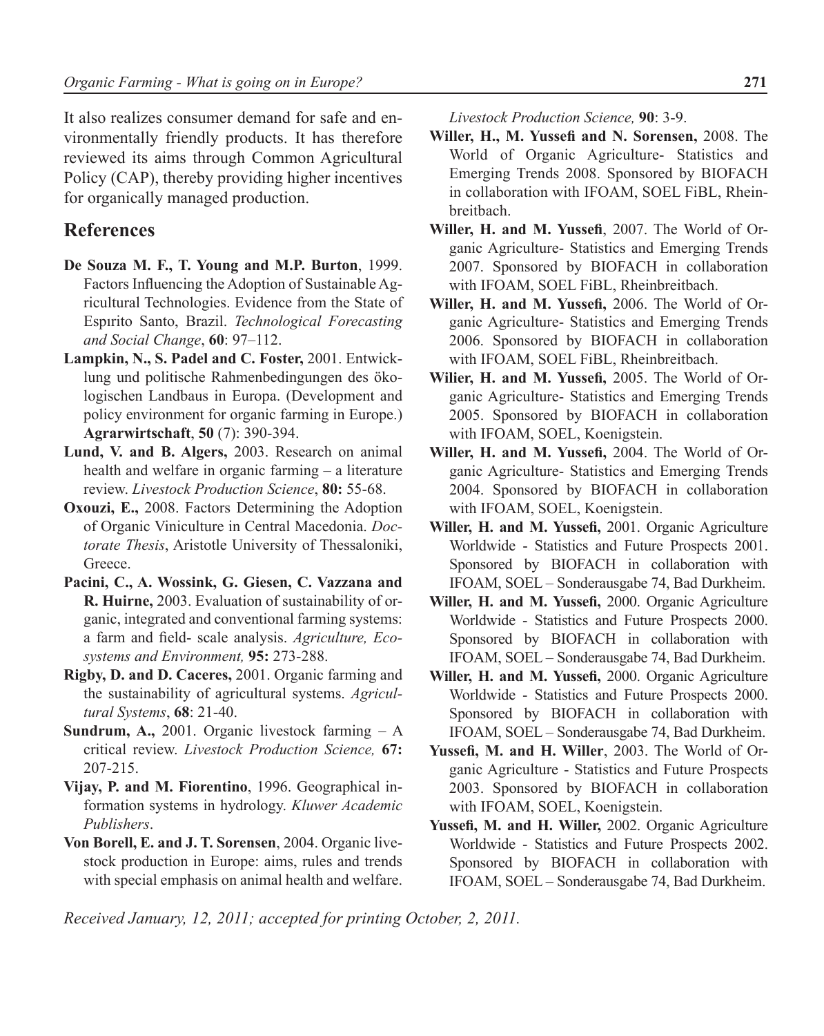It also realizes consumer demand for safe and environmentally friendly products. It has therefore reviewed its aims through Common Agricultural Policy (CAP), thereby providing higher incentives for organically managed production.

## References

**De Souza M. F., T. Young and M.P. Burton**, 1999. Factors Influencing the Adoption of Sustainable Agricultural Technologies. Evidence from the State of Espırito Santo, Brazil. *Technological Forecasting and Social Change*, **60**: 97–112.

**Lampkin, N., S. Padel and C. Foster,** 2001. Entwicklung und politische Rahmenbedingungen des ökologischen Landbaus in Europa. (Development and policy environment for organic farming in Europe.) **Agrarwirtschaft**, **50** (7): 390-394.

**Lund, V. and B. Algers,** 2003. Research on animal health and welfare in organic farming – a literature review. *Livestock Production Science*, **80:** 55-68.

**Oxouzi, E.,** 2008. Factors Determining the Adoption of Organic Viniculture in Central Macedonia. *Doctorate Thesis*, Aristotle University of Thessaloniki, Greece.

**Pacini, C., A. Wossink, G. Giesen, C. Vazzana and R. Huirne,** 2003. Evaluation of sustainability of organic, integrated and conventional farming systems: a farm and field- scale analysis. *Agriculture, Ecosystems and Environment,* **95:** 273-288.

**Rigby, D. and D. Caceres,** 2001. Organic farming and the sustainability of agricultural systems. *Agricultural Systems*, **68**: 21-40.

**Sundrum, A.,** 2001. Organic livestock farming – A critical review. *Livestock Production Science,* **67:** 207-215.

**Vijay, P. and M. Fiorentino**, 1996. Geographical information systems in hydrology. *Kluwer Academic Publishers*.

**Von Borell, E. and J. T. Sorensen**, 2004. Organic livestock production in Europe: aims, rules and trends with special emphasis on animal health and welfare. *Livestock Production Science,* **90**: 3-9.

**Willer, H., M. Yussefi and N. Sorensen,** 2008. The World of Organic Agriculture- Statistics and Emerging Trends 2008. Sponsored by BIOFACH in collaboration with IFOAM, SOEL FiBL, Rheinbreitbach.

**Willer, H. and M. Yussefi**, 2007. The World of Organic Agriculture- Statistics and Emerging Trends 2007. Sponsored by BIOFACH in collaboration with IFOAM, SOEL FiBL, Rheinbreitbach.

**Willer, H. and M. Yussefi,** 2006. The World of Organic Agriculture- Statistics and Emerging Trends 2006. Sponsored by BIOFACH in collaboration with IFOAM, SOEL FiBL, Rheinbreitbach.

**Wilier, H. and M. Yussefi,** 2005. The World of Organic Agriculture- Statistics and Emerging Trends 2005. Sponsored by BIOFACH in collaboration with IFOAM, SOEL, Koenigstein.

**Willer, H. and M. Yussefi,** 2004. The World of Organic Agriculture- Statistics and Emerging Trends 2004. Sponsored by BIOFACH in collaboration with IFOAM, SOEL, Koenigstein.

**Willer, H. and M. Yussefi,** 2001. Organic Agriculture Worldwide - Statistics and Future Prospects 2001. Sponsored by BIOFACH in collaboration with IFOAM, SOEL – Sonderausgabe 74, Bad Durkheim.

**Willer, H. and M. Yussefi,** 2000. Organic Agriculture Worldwide - Statistics and Future Prospects 2000. Sponsored by BIOFACH in collaboration with IFOAM, SOEL – Sonderausgabe 74, Bad Durkheim.

**Willer, H. and M. Yussefi,** 2000. Organic Agriculture Worldwide - Statistics and Future Prospects 2000. Sponsored by BIOFACH in collaboration with IFOAM, SOEL – Sonderausgabe 74, Bad Durkheim.

**Yussefi, M. and H. Willer**, 2003. The World of Organic Agriculture - Statistics and Future Prospects 2003. Sponsored by BIOFACH in collaboration with IFOAM, SOEL, Koenigstein.

**Yussefi, M. and H. Willer,** 2002. Organic Agriculture Worldwide - Statistics and Future Prospects 2002. Sponsored by BIOFACH in collaboration with IFOAM, SOEL – Sonderausgabe 74, Bad Durkheim.

*Received January, 12, 2011; accepted for printing October, 2, 2011.*